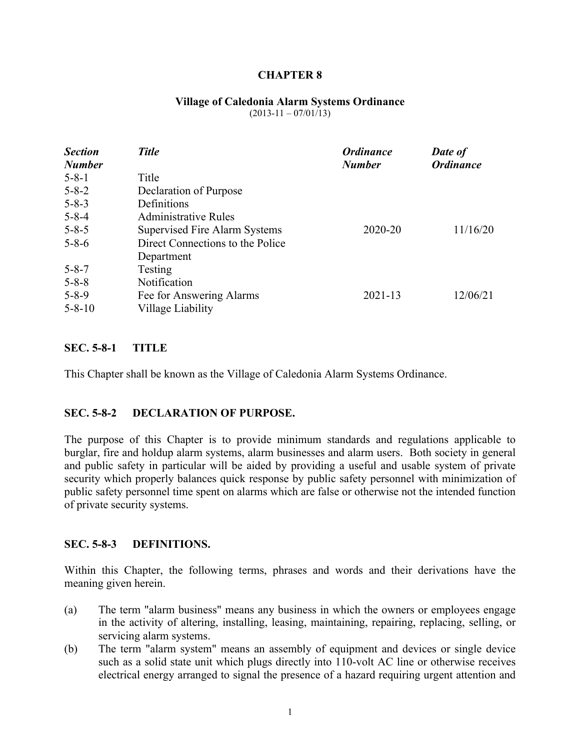# CHAPTER 8

## Village of Caledonia Alarm Systems Ordinance

(2013-11 – 07/01/13)

| *Section Number* | *Title* | *Ordinance Number* | *Date of Ordinance* |
|---|---|---|---|
| 5-8-1 | Title | | |
| 5-8-2 | Declaration of Purpose | | |
| 5-8-3 | Definitions | | |
| 5-8-4 | Administrative Rules | | |
| 5-8-5 | Supervised Fire Alarm Systems | 2020-20 | 11/16/20 |
| 5-8-6 | Direct Connections to the Police Department | | |
| 5-8-7 | Testing | | |
| 5-8-8 | Notification | | |
| 5-8-9 | Fee for Answering Alarms | 2021-13 | 12/06/21 |
| 5-8-10 | Village Liability | | |

### SEC. 5-8-1 TITLE

This Chapter shall be known as the Village of Caledonia Alarm Systems Ordinance.

### SEC. 5-8-2 DECLARATION OF PURPOSE.

The purpose of this Chapter is to provide minimum standards and regulations applicable to burglar, fire and holdup alarm systems, alarm businesses and alarm users. Both society in general and public safety in particular will be aided by providing a useful and usable system of private security which properly balances quick response by public safety personnel with minimization of public safety personnel time spent on alarms which are false or otherwise not the intended function of private security systems.

### SEC. 5-8-3 DEFINITIONS.

Within this Chapter, the following terms, phrases and words and their derivations have the meaning given herein.

(a) The term "alarm business" means any business in which the owners or employees engage in the activity of altering, installing, leasing, maintaining, repairing, replacing, selling, or servicing alarm systems.

(b) The term "alarm system" means an assembly of equipment and devices or single device such as a solid state unit which plugs directly into 110-volt AC line or otherwise receives electrical energy arranged to signal the presence of a hazard requiring urgent attention and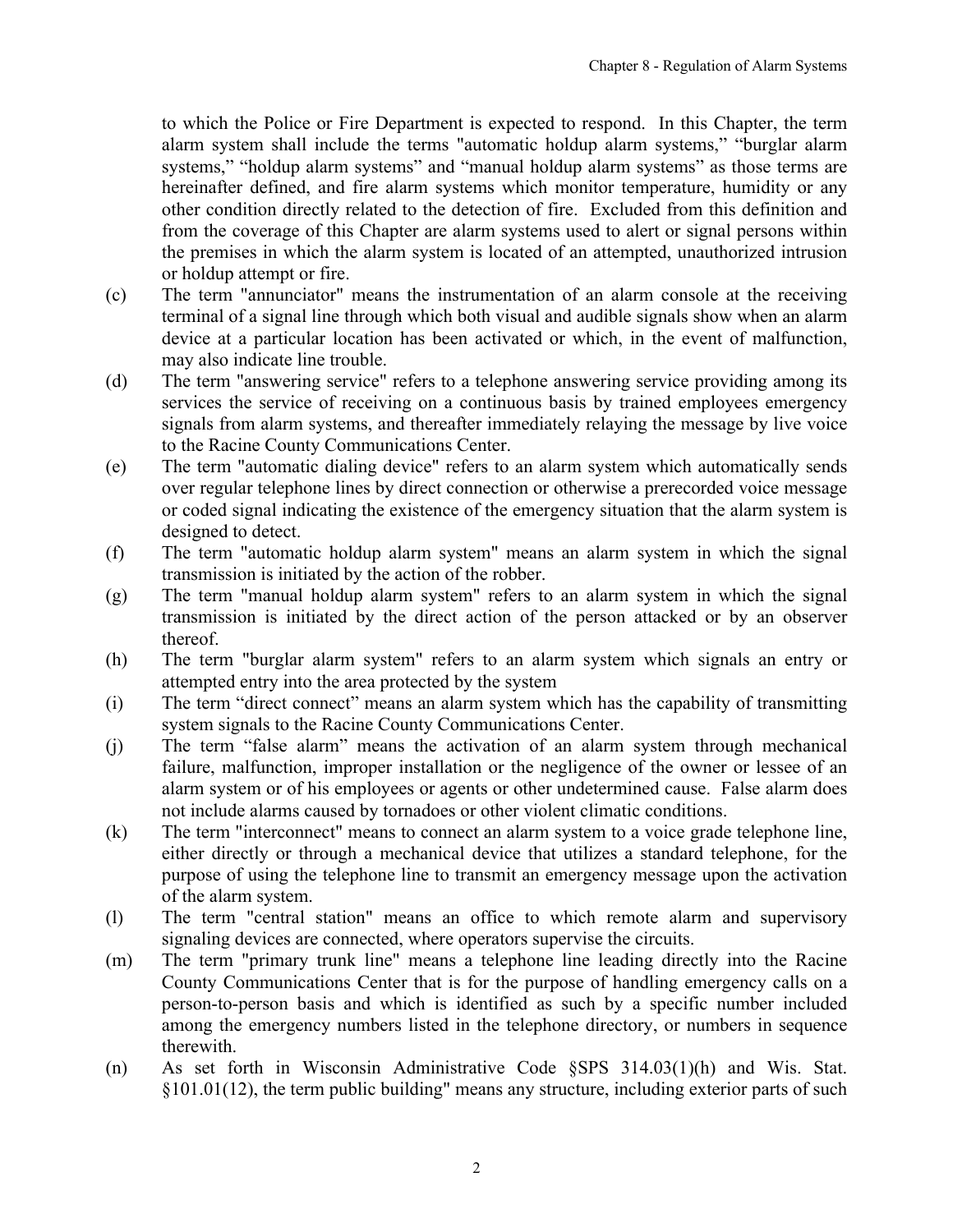to which the Police or Fire Department is expected to respond. In this Chapter, the term alarm system shall include the terms "automatic holdup alarm systems," "burglar alarm systems," "holdup alarm systems" and "manual holdup alarm systems" as those terms are hereinafter defined, and fire alarm systems which monitor temperature, humidity or any other condition directly related to the detection of fire. Excluded from this definition and from the coverage of this Chapter are alarm systems used to alert or signal persons within the premises in which the alarm system is located of an attempted, unauthorized intrusion or holdup attempt or fire.

(c) The term "annunciator" means the instrumentation of an alarm console at the receiving terminal of a signal line through which both visual and audible signals show when an alarm device at a particular location has been activated or which, in the event of malfunction, may also indicate line trouble.

(d) The term "answering service" refers to a telephone answering service providing among its services the service of receiving on a continuous basis by trained employees emergency signals from alarm systems, and thereafter immediately relaying the message by live voice to the Racine County Communications Center.

(e) The term "automatic dialing device" refers to an alarm system which automatically sends over regular telephone lines by direct connection or otherwise a prerecorded voice message or coded signal indicating the existence of the emergency situation that the alarm system is designed to detect.

(f) The term "automatic holdup alarm system" means an alarm system in which the signal transmission is initiated by the action of the robber.

(g) The term "manual holdup alarm system" refers to an alarm system in which the signal transmission is initiated by the direct action of the person attacked or by an observer thereof.

(h) The term "burglar alarm system" refers to an alarm system which signals an entry or attempted entry into the area protected by the system

(i) The term "direct connect" means an alarm system which has the capability of transmitting system signals to the Racine County Communications Center.

(j) The term "false alarm" means the activation of an alarm system through mechanical failure, malfunction, improper installation or the negligence of the owner or lessee of an alarm system or of his employees or agents or other undetermined cause. False alarm does not include alarms caused by tornadoes or other violent climatic conditions.

(k) The term "interconnect" means to connect an alarm system to a voice grade telephone line, either directly or through a mechanical device that utilizes a standard telephone, for the purpose of using the telephone line to transmit an emergency message upon the activation of the alarm system.

(l) The term "central station" means an office to which remote alarm and supervisory signaling devices are connected, where operators supervise the circuits.

(m) The term "primary trunk line" means a telephone line leading directly into the Racine County Communications Center that is for the purpose of handling emergency calls on a person-to-person basis and which is identified as such by a specific number included among the emergency numbers listed in the telephone directory, or numbers in sequence therewith.

(n) As set forth in Wisconsin Administrative Code §SPS 314.03(1)(h) and Wis. Stat. §101.01(12), the term public building" means any structure, including exterior parts of such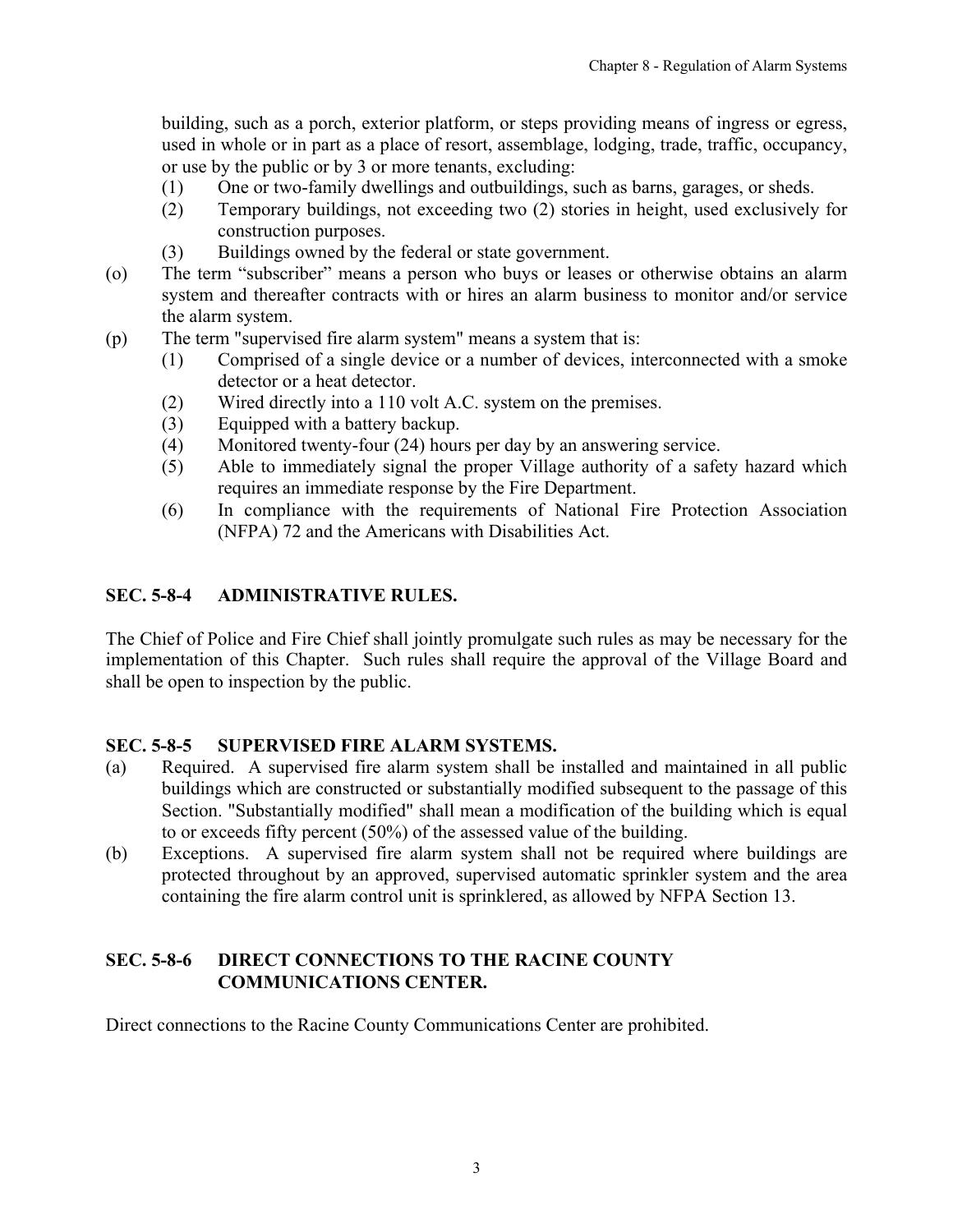building, such as a porch, exterior platform, or steps providing means of ingress or egress, used in whole or in part as a place of resort, assemblage, lodging, trade, traffic, occupancy, or use by the public or by 3 or more tenants, excluding:

(1) One or two-family dwellings and outbuildings, such as barns, garages, or sheds.
(2) Temporary buildings, not exceeding two (2) stories in height, used exclusively for construction purposes.
(3) Buildings owned by the federal or state government.

(o) The term “subscriber” means a person who buys or leases or otherwise obtains an alarm system and thereafter contracts with or hires an alarm business to monitor and/or service the alarm system.

(p) The term "supervised fire alarm system" means a system that is:

(1) Comprised of a single device or a number of devices, interconnected with a smoke detector or a heat detector.
(2) Wired directly into a 110 volt A.C. system on the premises.
(3) Equipped with a battery backup.
(4) Monitored twenty-four (24) hours per day by an answering service.
(5) Able to immediately signal the proper Village authority of a safety hazard which requires an immediate response by the Fire Department.
(6) In compliance with the requirements of National Fire Protection Association (NFPA) 72 and the Americans with Disabilities Act.

## SEC. 5-8-4 ADMINISTRATIVE RULES.

The Chief of Police and Fire Chief shall jointly promulgate such rules as may be necessary for the implementation of this Chapter. Such rules shall require the approval of the Village Board and shall be open to inspection by the public.

## SEC. 5-8-5 SUPERVISED FIRE ALARM SYSTEMS.

(a) Required. A supervised fire alarm system shall be installed and maintained in all public buildings which are constructed or substantially modified subsequent to the passage of this Section. "Substantially modified" shall mean a modification of the building which is equal to or exceeds fifty percent (50%) of the assessed value of the building.

(b) Exceptions. A supervised fire alarm system shall not be required where buildings are protected throughout by an approved, supervised automatic sprinkler system and the area containing the fire alarm control unit is sprinklered, as allowed by NFPA Section 13.

## SEC. 5-8-6 DIRECT CONNECTIONS TO THE RACINE COUNTY COMMUNICATIONS CENTER.

Direct connections to the Racine County Communications Center are prohibited.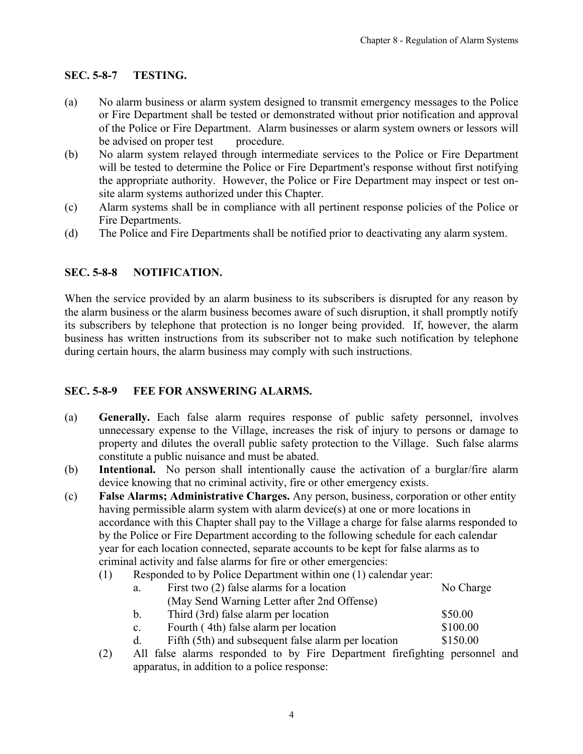## SEC. 5-8-7 TESTING.

(a) No alarm business or alarm system designed to transmit emergency messages to the Police or Fire Department shall be tested or demonstrated without prior notification and approval of the Police or Fire Department. Alarm businesses or alarm system owners or lessors will be advised on proper test procedure.

(b) No alarm system relayed through intermediate services to the Police or Fire Department will be tested to determine the Police or Fire Department's response without first notifying the appropriate authority. However, the Police or Fire Department may inspect or test on-site alarm systems authorized under this Chapter.

(c) Alarm systems shall be in compliance with all pertinent response policies of the Police or Fire Departments.

(d) The Police and Fire Departments shall be notified prior to deactivating any alarm system.

## SEC. 5-8-8 NOTIFICATION.

When the service provided by an alarm business to its subscribers is disrupted for any reason by the alarm business or the alarm business becomes aware of such disruption, it shall promptly notify its subscribers by telephone that protection is no longer being provided. If, however, the alarm business has written instructions from its subscriber not to make such notification by telephone during certain hours, the alarm business may comply with such instructions.

## SEC. 5-8-9 FEE FOR ANSWERING ALARMS.

(a) **Generally.** Each false alarm requires response of public safety personnel, involves unnecessary expense to the Village, increases the risk of injury to persons or damage to property and dilutes the overall public safety protection to the Village. Such false alarms constitute a public nuisance and must be abated.

(b) **Intentional.** No person shall intentionally cause the activation of a burglar/fire alarm device knowing that no criminal activity, fire or other emergency exists.

(c) **False Alarms; Administrative Charges.** Any person, business, corporation or other entity having permissible alarm system with alarm device(s) at one or more locations in accordance with this Chapter shall pay to the Village a charge for false alarms responded to by the Police or Fire Department according to the following schedule for each calendar year for each location connected, separate accounts to be kept for false alarms as to criminal activity and false alarms for fire or other emergencies:

(1) Responded to by Police Department within one (1) calendar year:

| | | |
|---|---|---|
| a. | First two (2) false alarms for a location (May Send Warning Letter after 2nd Offense) | No Charge |
| b. | Third (3rd) false alarm per location | $50.00 |
| c. | Fourth ( 4th) false alarm per location | $100.00 |
| d. | Fifth (5th) and subsequent false alarm per location | $150.00 |

(2) All false alarms responded to by Fire Department firefighting personnel and apparatus, in addition to a police response: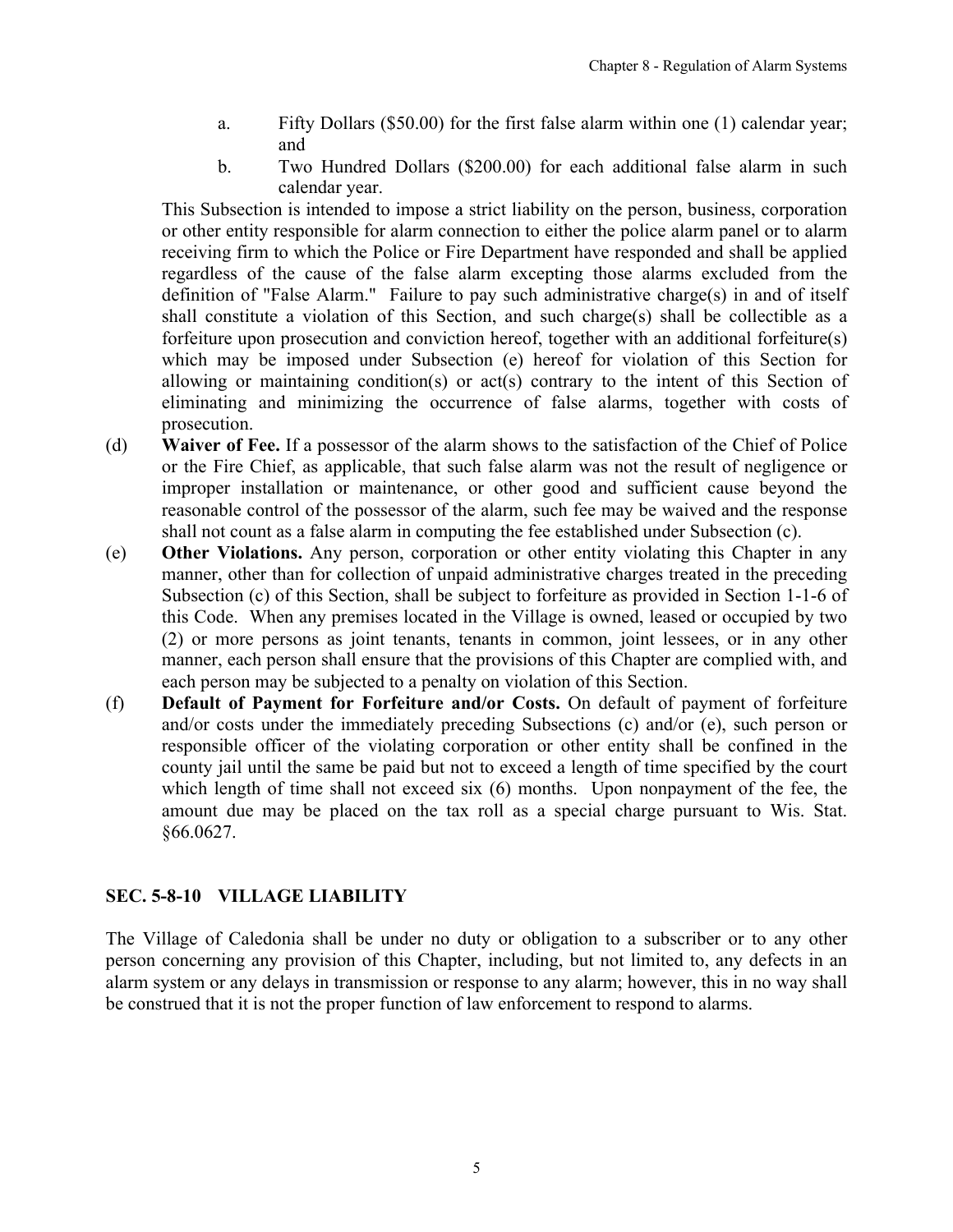a. Fifty Dollars ($50.00) for the first false alarm within one (1) calendar year; and

b. Two Hundred Dollars ($200.00) for each additional false alarm in such calendar year.

This Subsection is intended to impose a strict liability on the person, business, corporation or other entity responsible for alarm connection to either the police alarm panel or to alarm receiving firm to which the Police or Fire Department have responded and shall be applied regardless of the cause of the false alarm excepting those alarms excluded from the definition of "False Alarm." Failure to pay such administrative charge(s) in and of itself shall constitute a violation of this Section, and such charge(s) shall be collectible as a forfeiture upon prosecution and conviction hereof, together with an additional forfeiture(s) which may be imposed under Subsection (e) hereof for violation of this Section for allowing or maintaining condition(s) or act(s) contrary to the intent of this Section of eliminating and minimizing the occurrence of false alarms, together with costs of prosecution.

(d) **Waiver of Fee.** If a possessor of the alarm shows to the satisfaction of the Chief of Police or the Fire Chief, as applicable, that such false alarm was not the result of negligence or improper installation or maintenance, or other good and sufficient cause beyond the reasonable control of the possessor of the alarm, such fee may be waived and the response shall not count as a false alarm in computing the fee established under Subsection (c).

(e) **Other Violations.** Any person, corporation or other entity violating this Chapter in any manner, other than for collection of unpaid administrative charges treated in the preceding Subsection (c) of this Section, shall be subject to forfeiture as provided in Section 1-1-6 of this Code. When any premises located in the Village is owned, leased or occupied by two (2) or more persons as joint tenants, tenants in common, joint lessees, or in any other manner, each person shall ensure that the provisions of this Chapter are complied with, and each person may be subjected to a penalty on violation of this Section.

(f) **Default of Payment for Forfeiture and/or Costs.** On default of payment of forfeiture and/or costs under the immediately preceding Subsections (c) and/or (e), such person or responsible officer of the violating corporation or other entity shall be confined in the county jail until the same be paid but not to exceed a length of time specified by the court which length of time shall not exceed six (6) months. Upon nonpayment of the fee, the amount due may be placed on the tax roll as a special charge pursuant to Wis. Stat. §66.0627.

## SEC. 5-8-10 VILLAGE LIABILITY

The Village of Caledonia shall be under no duty or obligation to a subscriber or to any other person concerning any provision of this Chapter, including, but not limited to, any defects in an alarm system or any delays in transmission or response to any alarm; however, this in no way shall be construed that it is not the proper function of law enforcement to respond to alarms.